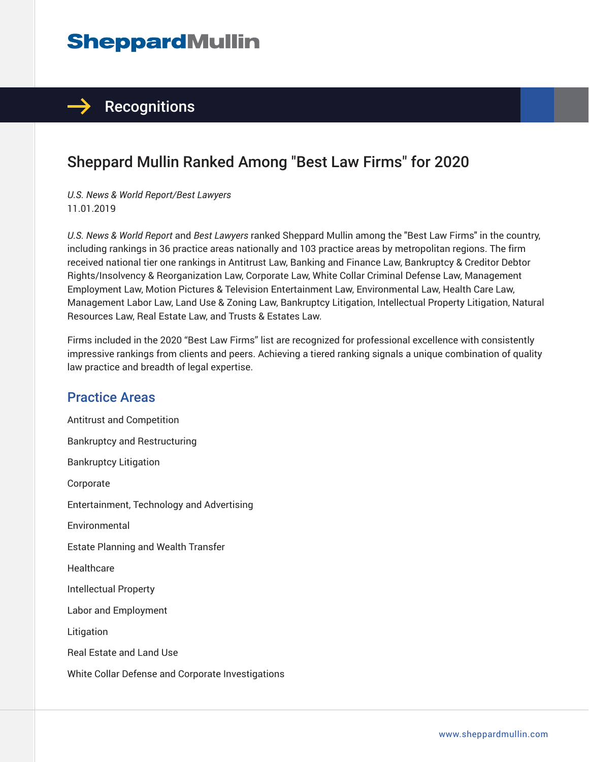# SheppardMullin

## Recognitions

## Sheppard Mullin Ranked Among "Best Law Firms" for 2020

*U.S. News & World Report/Best Lawyers*
11.01.2019

*U.S. News & World Report* and *Best Lawyers* ranked Sheppard Mullin among the "Best Law Firms" in the country, including rankings in 36 practice areas nationally and 103 practice areas by metropolitan regions. The firm received national tier one rankings in Antitrust Law, Banking and Finance Law, Bankruptcy & Creditor Debtor Rights/Insolvency & Reorganization Law, Corporate Law, White Collar Criminal Defense Law, Management Employment Law, Motion Pictures & Television Entertainment Law, Environmental Law, Health Care Law, Management Labor Law, Land Use & Zoning Law, Bankruptcy Litigation, Intellectual Property Litigation, Natural Resources Law, Real Estate Law, and Trusts & Estates Law.

Firms included in the 2020 "Best Law Firms" list are recognized for professional excellence with consistently impressive rankings from clients and peers. Achieving a tiered ranking signals a unique combination of quality law practice and breadth of legal expertise.

### Practice Areas

Antitrust and Competition

Bankruptcy and Restructuring

Bankruptcy Litigation

Corporate

Entertainment, Technology and Advertising

Environmental

Estate Planning and Wealth Transfer

Healthcare

Intellectual Property

Labor and Employment

Litigation

Real Estate and Land Use

White Collar Defense and Corporate Investigations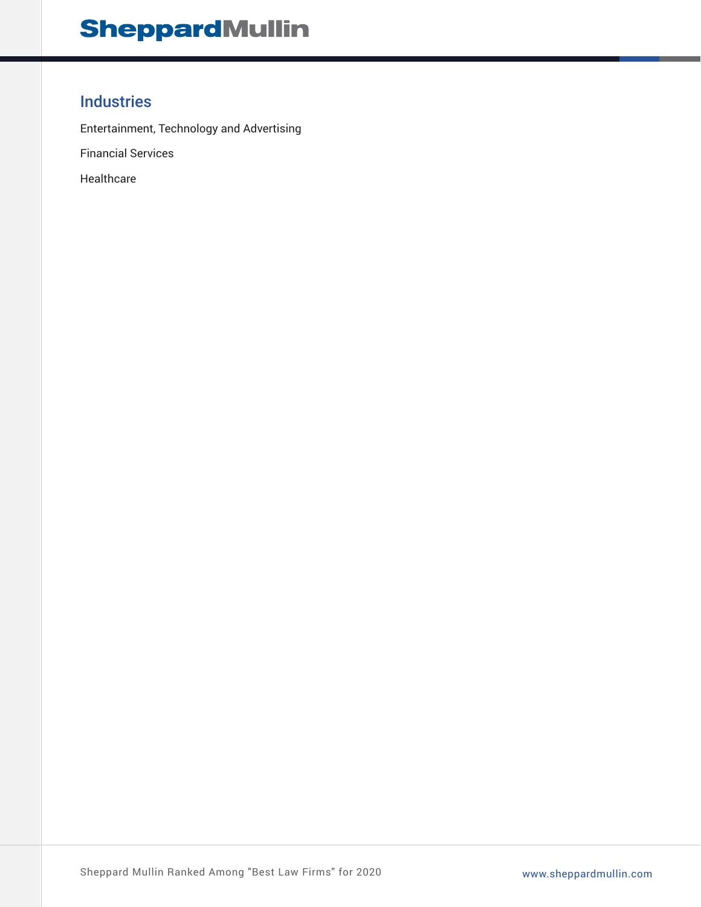## Industries

Entertainment, Technology and Advertising

Financial Services

Healthcare